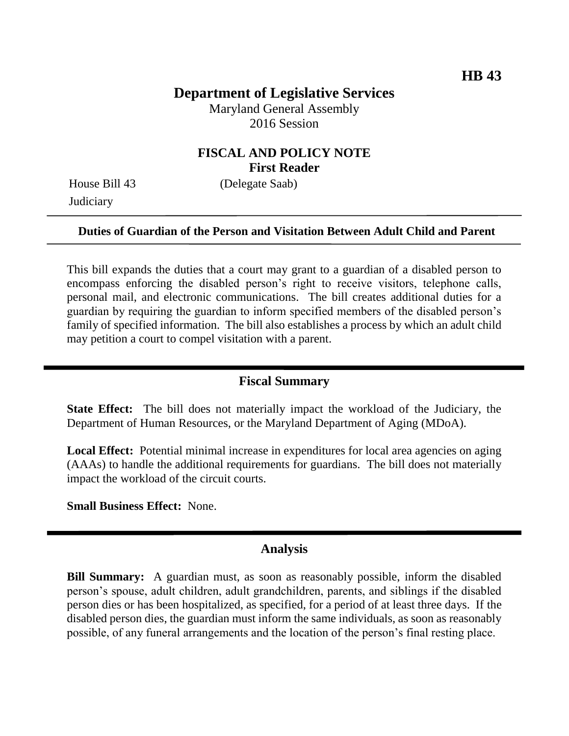**HB 43**

# Department of Legislative Services

Maryland General Assembly
2016 Session

## FISCAL AND POLICY NOTE
**First Reader**

House Bill 43 (Delegate Saab)
Judiciary

---

**Duties of Guardian of the Person and Visitation Between Adult Child and Parent**

---

This bill expands the duties that a court may grant to a guardian of a disabled person to encompass enforcing the disabled person's right to receive visitors, telephone calls, personal mail, and electronic communications. The bill creates additional duties for a guardian by requiring the guardian to inform specified members of the disabled person's family of specified information. The bill also establishes a process by which an adult child may petition a court to compel visitation with a parent.

---

## Fiscal Summary

**State Effect:** The bill does not materially impact the workload of the Judiciary, the Department of Human Resources, or the Maryland Department of Aging (MDoA).

**Local Effect:** Potential minimal increase in expenditures for local area agencies on aging (AAAs) to handle the additional requirements for guardians. The bill does not materially impact the workload of the circuit courts.

**Small Business Effect:** None.

---

## Analysis

**Bill Summary:** A guardian must, as soon as reasonably possible, inform the disabled person's spouse, adult children, adult grandchildren, parents, and siblings if the disabled person dies or has been hospitalized, as specified, for a period of at least three days. If the disabled person dies, the guardian must inform the same individuals, as soon as reasonably possible, of any funeral arrangements and the location of the person's final resting place.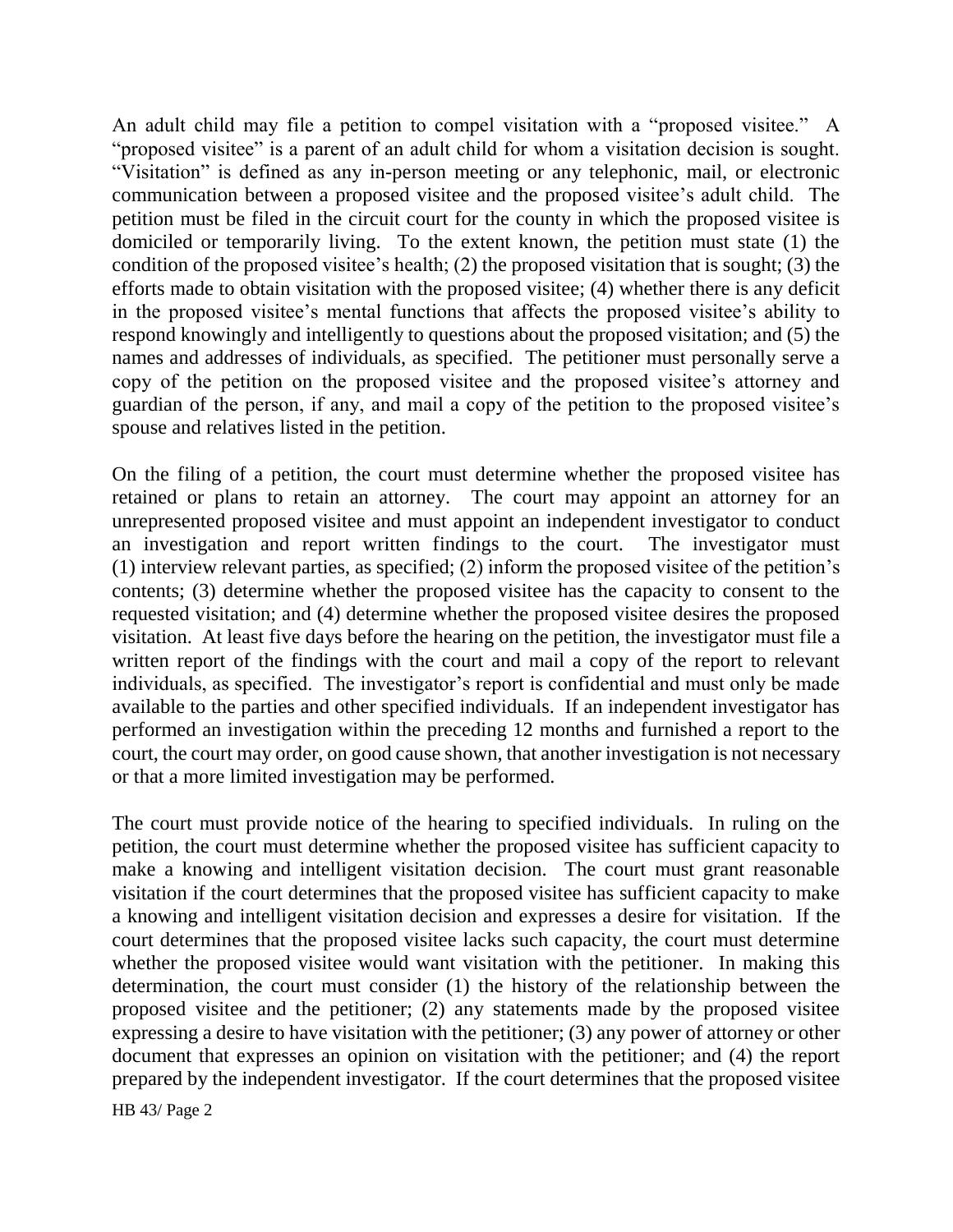An adult child may file a petition to compel visitation with a "proposed visitee." A "proposed visitee" is a parent of an adult child for whom a visitation decision is sought. "Visitation" is defined as any in-person meeting or any telephonic, mail, or electronic communication between a proposed visitee and the proposed visitee's adult child. The petition must be filed in the circuit court for the county in which the proposed visitee is domiciled or temporarily living. To the extent known, the petition must state (1) the condition of the proposed visitee's health; (2) the proposed visitation that is sought; (3) the efforts made to obtain visitation with the proposed visitee; (4) whether there is any deficit in the proposed visitee's mental functions that affects the proposed visitee's ability to respond knowingly and intelligently to questions about the proposed visitation; and (5) the names and addresses of individuals, as specified. The petitioner must personally serve a copy of the petition on the proposed visitee and the proposed visitee's attorney and guardian of the person, if any, and mail a copy of the petition to the proposed visitee's spouse and relatives listed in the petition.

On the filing of a petition, the court must determine whether the proposed visitee has retained or plans to retain an attorney. The court may appoint an attorney for an unrepresented proposed visitee and must appoint an independent investigator to conduct an investigation and report written findings to the court. The investigator must (1) interview relevant parties, as specified; (2) inform the proposed visitee of the petition's contents; (3) determine whether the proposed visitee has the capacity to consent to the requested visitation; and (4) determine whether the proposed visitee desires the proposed visitation. At least five days before the hearing on the petition, the investigator must file a written report of the findings with the court and mail a copy of the report to relevant individuals, as specified. The investigator's report is confidential and must only be made available to the parties and other specified individuals. If an independent investigator has performed an investigation within the preceding 12 months and furnished a report to the court, the court may order, on good cause shown, that another investigation is not necessary or that a more limited investigation may be performed.

The court must provide notice of the hearing to specified individuals. In ruling on the petition, the court must determine whether the proposed visitee has sufficient capacity to make a knowing and intelligent visitation decision. The court must grant reasonable visitation if the court determines that the proposed visitee has sufficient capacity to make a knowing and intelligent visitation decision and expresses a desire for visitation. If the court determines that the proposed visitee lacks such capacity, the court must determine whether the proposed visitee would want visitation with the petitioner. In making this determination, the court must consider (1) the history of the relationship between the proposed visitee and the petitioner; (2) any statements made by the proposed visitee expressing a desire to have visitation with the petitioner; (3) any power of attorney or other document that expresses an opinion on visitation with the petitioner; and (4) the report prepared by the independent investigator. If the court determines that the proposed visitee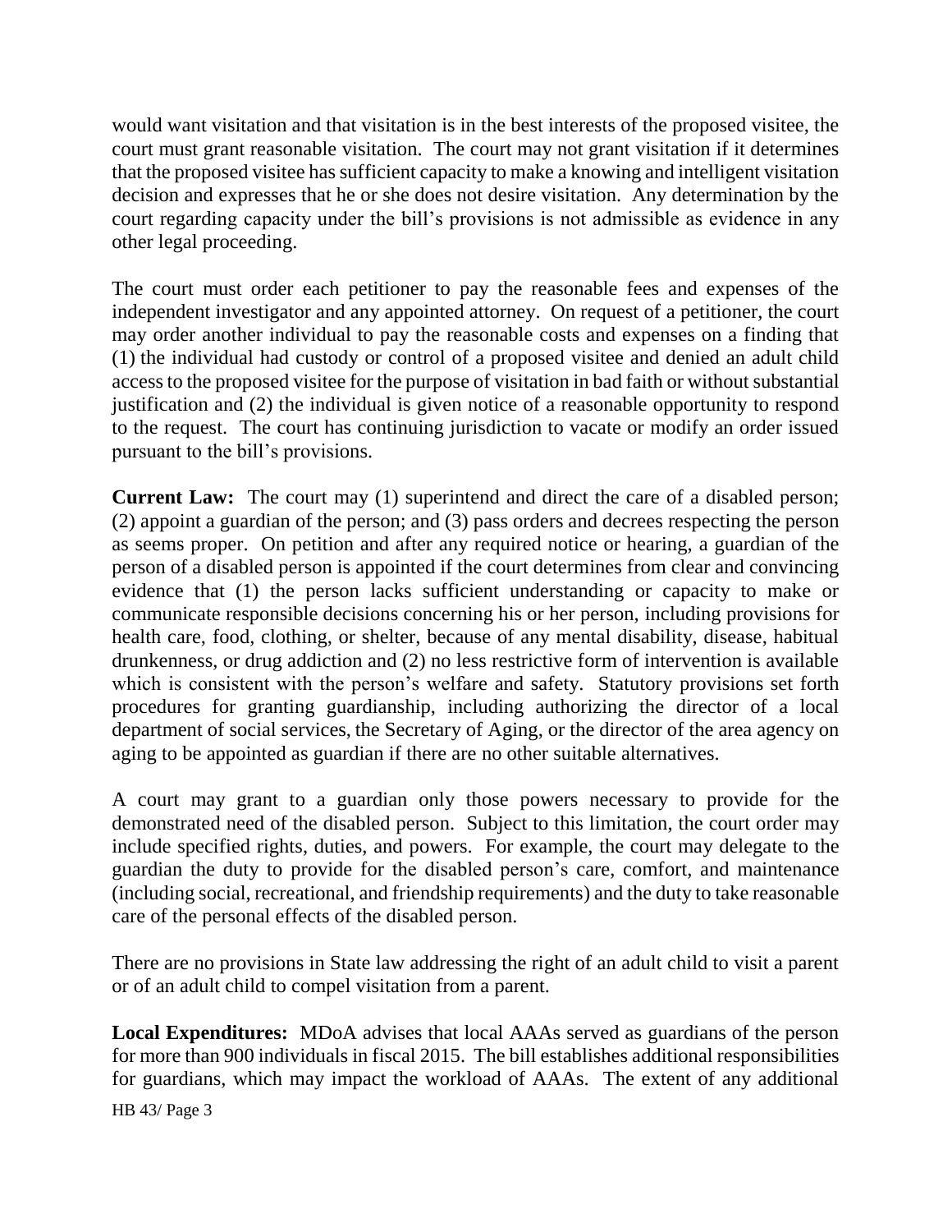would want visitation and that visitation is in the best interests of the proposed visitee, the court must grant reasonable visitation. The court may not grant visitation if it determines that the proposed visitee has sufficient capacity to make a knowing and intelligent visitation decision and expresses that he or she does not desire visitation. Any determination by the court regarding capacity under the bill's provisions is not admissible as evidence in any other legal proceeding.

The court must order each petitioner to pay the reasonable fees and expenses of the independent investigator and any appointed attorney. On request of a petitioner, the court may order another individual to pay the reasonable costs and expenses on a finding that (1) the individual had custody or control of a proposed visitee and denied an adult child access to the proposed visitee for the purpose of visitation in bad faith or without substantial justification and (2) the individual is given notice of a reasonable opportunity to respond to the request. The court has continuing jurisdiction to vacate or modify an order issued pursuant to the bill's provisions.

**Current Law:** The court may (1) superintend and direct the care of a disabled person; (2) appoint a guardian of the person; and (3) pass orders and decrees respecting the person as seems proper. On petition and after any required notice or hearing, a guardian of the person of a disabled person is appointed if the court determines from clear and convincing evidence that (1) the person lacks sufficient understanding or capacity to make or communicate responsible decisions concerning his or her person, including provisions for health care, food, clothing, or shelter, because of any mental disability, disease, habitual drunkenness, or drug addiction and (2) no less restrictive form of intervention is available which is consistent with the person's welfare and safety. Statutory provisions set forth procedures for granting guardianship, including authorizing the director of a local department of social services, the Secretary of Aging, or the director of the area agency on aging to be appointed as guardian if there are no other suitable alternatives.

A court may grant to a guardian only those powers necessary to provide for the demonstrated need of the disabled person. Subject to this limitation, the court order may include specified rights, duties, and powers. For example, the court may delegate to the guardian the duty to provide for the disabled person's care, comfort, and maintenance (including social, recreational, and friendship requirements) and the duty to take reasonable care of the personal effects of the disabled person.

There are no provisions in State law addressing the right of an adult child to visit a parent or of an adult child to compel visitation from a parent.

**Local Expenditures:** MDoA advises that local AAAs served as guardians of the person for more than 900 individuals in fiscal 2015. The bill establishes additional responsibilities for guardians, which may impact the workload of AAAs. The extent of any additional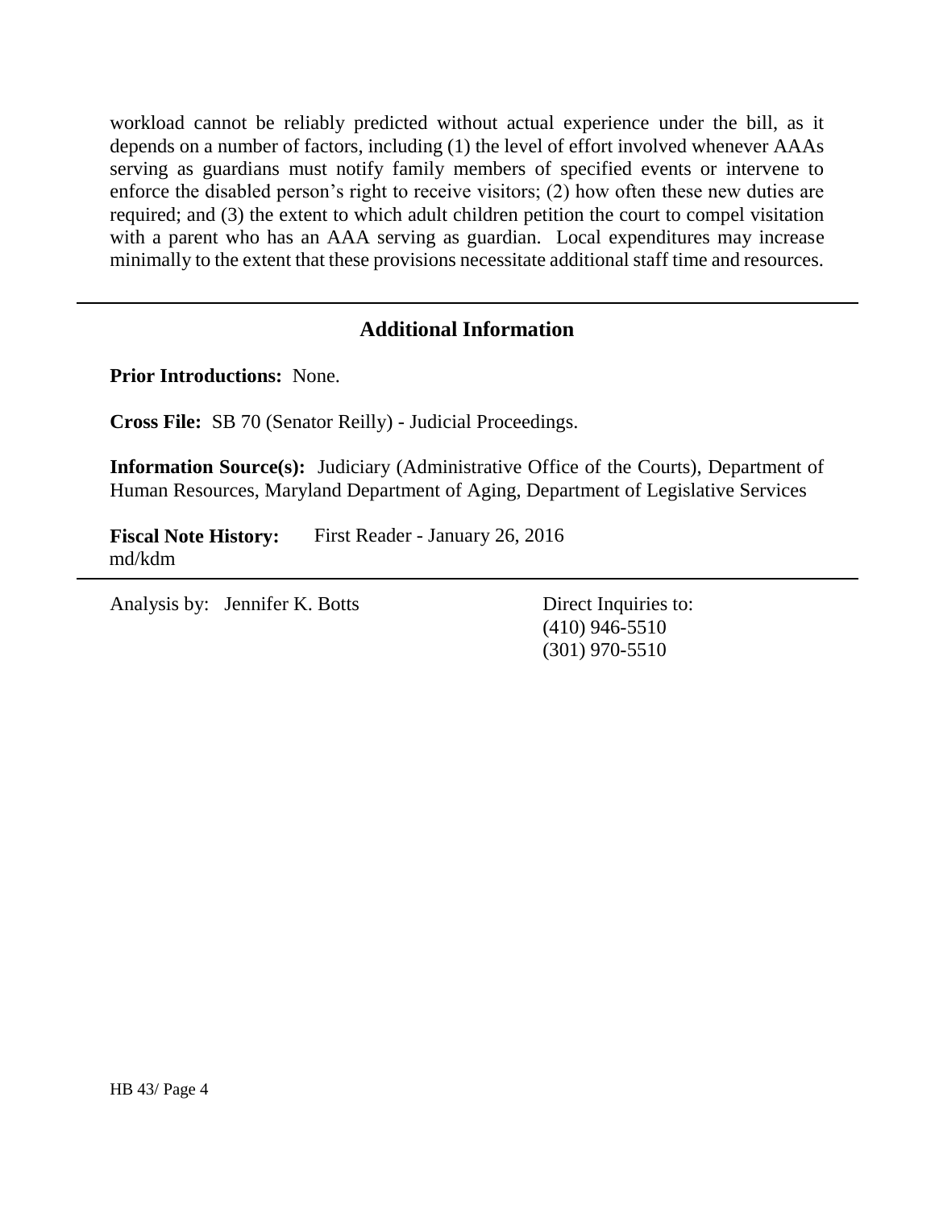workload cannot be reliably predicted without actual experience under the bill, as it depends on a number of factors, including (1) the level of effort involved whenever AAAs serving as guardians must notify family members of specified events or intervene to enforce the disabled person's right to receive visitors; (2) how often these new duties are required; and (3) the extent to which adult children petition the court to compel visitation with a parent who has an AAA serving as guardian. Local expenditures may increase minimally to the extent that these provisions necessitate additional staff time and resources.

---

## Additional Information

**Prior Introductions:** None.

**Cross File:** SB 70 (Senator Reilly) - Judicial Proceedings.

**Information Source(s):** Judiciary (Administrative Office of the Courts), Department of Human Resources, Maryland Department of Aging, Department of Legislative Services

**Fiscal Note History:** First Reader - January 26, 2016
md/kdm

---

Analysis by: Jennifer K. Botts

Direct Inquiries to:
(410) 946-5510
(301) 970-5510